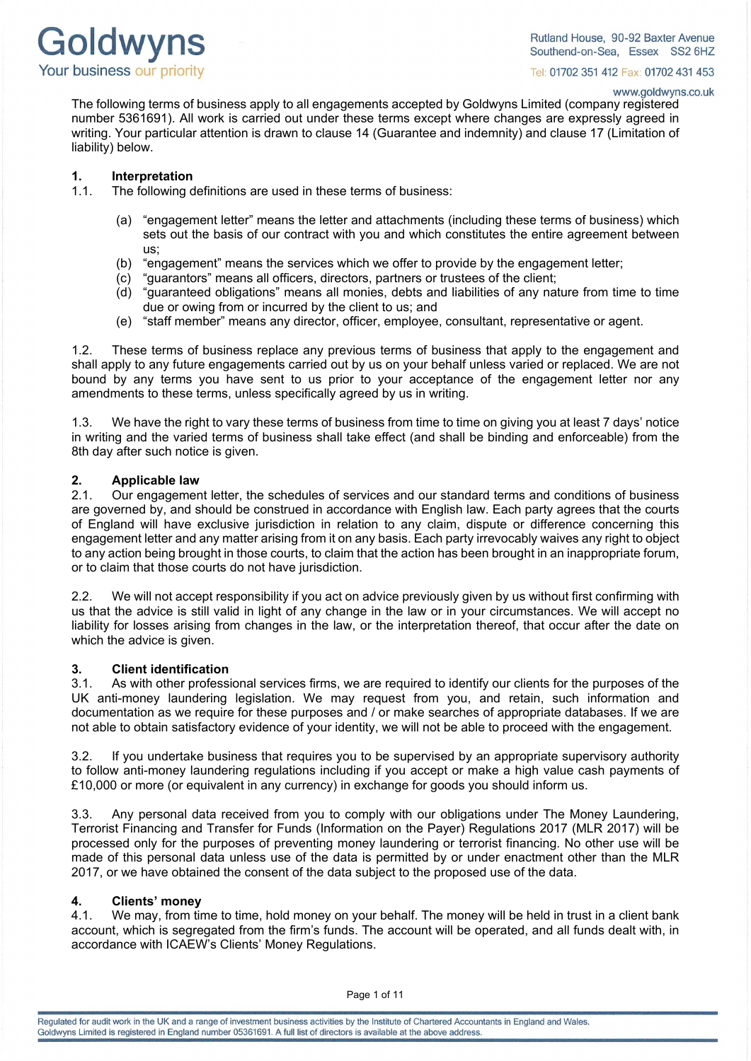The following terms of business apply to all engagements accepted by Goldwyns Limited (company registered number 5361691). All work is carried out under these terms except where changes are expressly agreed in writing. Your particular attention is drawn to clause 14 (Guarantee and indemnity) and clause 17 (Limitation of liability) below.

## 1. Interpretation

1.1. The following definitions are used in these terms of business:

(a) "engagement letter" means the letter and attachments (including these terms of business) which sets out the basis of our contract with you and which constitutes the entire agreement between us;
(b) "engagement" means the services which we offer to provide by the engagement letter;
(c) "guarantors" means all officers, directors, partners or trustees of the client;
(d) "guaranteed obligations" means all monies, debts and liabilities of any nature from time to time due or owing from or incurred by the client to us; and
(e) "staff member" means any director, officer, employee, consultant, representative or agent.

1.2. These terms of business replace any previous terms of business that apply to the engagement and shall apply to any future engagements carried out by us on your behalf unless varied or replaced. We are not bound by any terms you have sent to us prior to your acceptance of the engagement letter nor any amendments to these terms, unless specifically agreed by us in writing.

1.3. We have the right to vary these terms of business from time to time on giving you at least 7 days' notice in writing and the varied terms of business shall take effect (and shall be binding and enforceable) from the 8th day after such notice is given.

## 2. Applicable law

2.1. Our engagement letter, the schedules of services and our standard terms and conditions of business are governed by, and should be construed in accordance with English law. Each party agrees that the courts of England will have exclusive jurisdiction in relation to any claim, dispute or difference concerning this engagement letter and any matter arising from it on any basis. Each party irrevocably waives any right to object to any action being brought in those courts, to claim that the action has been brought in an inappropriate forum, or to claim that those courts do not have jurisdiction.

2.2. We will not accept responsibility if you act on advice previously given by us without first confirming with us that the advice is still valid in light of any change in the law or in your circumstances. We will accept no liability for losses arising from changes in the law, or the interpretation thereof, that occur after the date on which the advice is given.

## 3. Client identification

3.1. As with other professional services firms, we are required to identify our clients for the purposes of the UK anti-money laundering legislation. We may request from you, and retain, such information and documentation as we require for these purposes and / or make searches of appropriate databases. If we are not able to obtain satisfactory evidence of your identity, we will not be able to proceed with the engagement.

3.2. If you undertake business that requires you to be supervised by an appropriate supervisory authority to follow anti-money laundering regulations including if you accept or make a high value cash payments of £10,000 or more (or equivalent in any currency) in exchange for goods you should inform us.

3.3. Any personal data received from you to comply with our obligations under The Money Laundering, Terrorist Financing and Transfer for Funds (Information on the Payer) Regulations 2017 (MLR 2017) will be processed only for the purposes of preventing money laundering or terrorist financing. No other use will be made of this personal data unless use of the data is permitted by or under enactment other than the MLR 2017, or we have obtained the consent of the data subject to the proposed use of the data.

## 4. Clients' money

4.1. We may, from time to time, hold money on your behalf. The money will be held in trust in a client bank account, which is segregated from the firm's funds. The account will be operated, and all funds dealt with, in accordance with ICAEW's Clients' Money Regulations.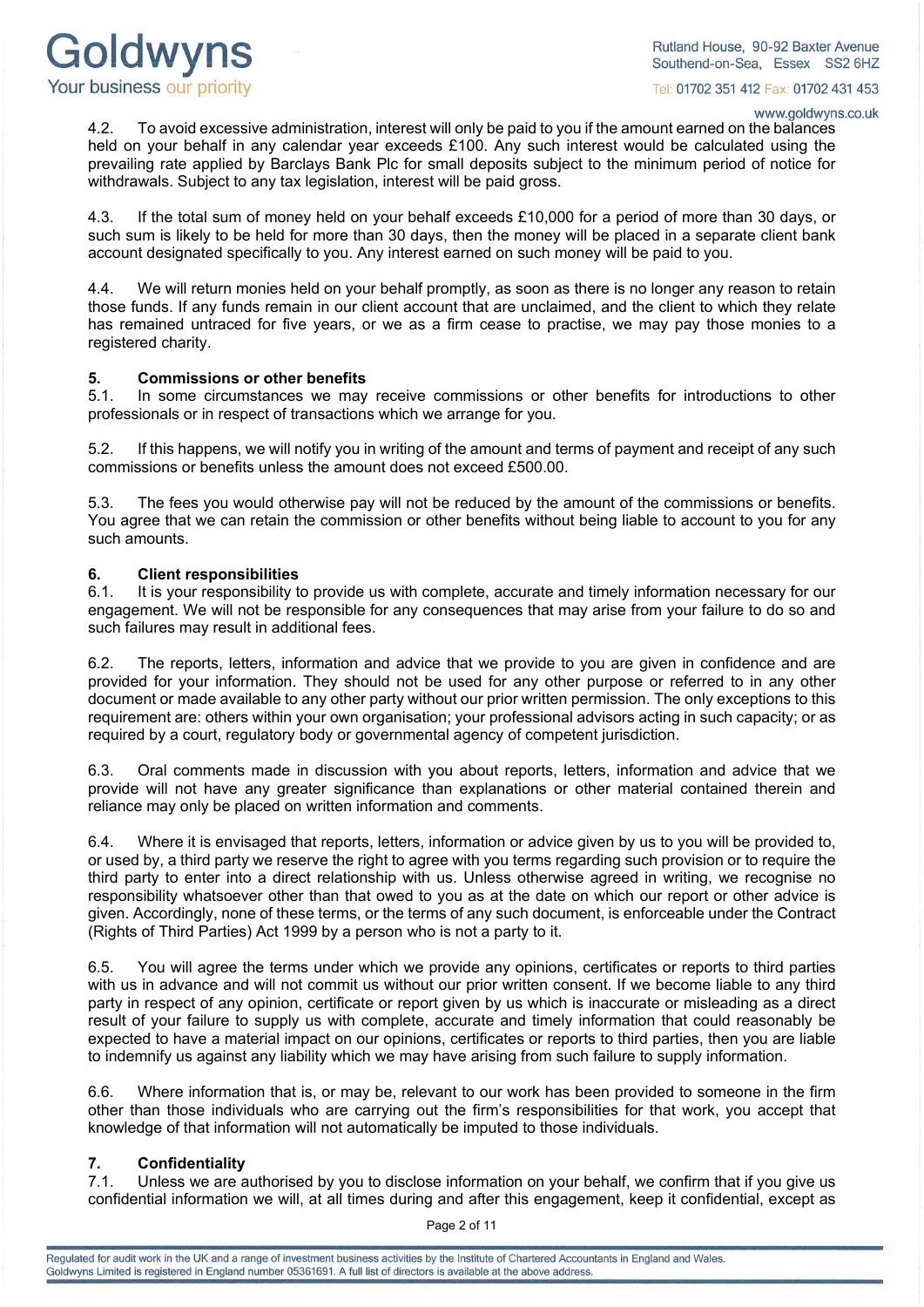4.2. To avoid excessive administration, interest will only be paid to you if the amount earned on the balances held on your behalf in any calendar year exceeds £100. Any such interest would be calculated using the prevailing rate applied by Barclays Bank Plc for small deposits subject to the minimum period of notice for withdrawals. Subject to any tax legislation, interest will be paid gross.

4.3. If the total sum of money held on your behalf exceeds £10,000 for a period of more than 30 days, or such sum is likely to be held for more than 30 days, then the money will be placed in a separate client bank account designated specifically to you. Any interest earned on such money will be paid to you.

4.4. We will return monies held on your behalf promptly, as soon as there is no longer any reason to retain those funds. If any funds remain in our client account that are unclaimed, and the client to which they relate has remained untraced for five years, or we as a firm cease to practise, we may pay those monies to a registered charity.

## 5. Commissions or other benefits

5.1. In some circumstances we may receive commissions or other benefits for introductions to other professionals or in respect of transactions which we arrange for you.

5.2. If this happens, we will notify you in writing of the amount and terms of payment and receipt of any such commissions or benefits unless the amount does not exceed £500.00.

5.3. The fees you would otherwise pay will not be reduced by the amount of the commissions or benefits. You agree that we can retain the commission or other benefits without being liable to account to you for any such amounts.

## 6. Client responsibilities

6.1. It is your responsibility to provide us with complete, accurate and timely information necessary for our engagement. We will not be responsible for any consequences that may arise from your failure to do so and such failures may result in additional fees.

6.2. The reports, letters, information and advice that we provide to you are given in confidence and are provided for your information. They should not be used for any other purpose or referred to in any other document or made available to any other party without our prior written permission. The only exceptions to this requirement are: others within your own organisation; your professional advisors acting in such capacity; or as required by a court, regulatory body or governmental agency of competent jurisdiction.

6.3. Oral comments made in discussion with you about reports, letters, information and advice that we provide will not have any greater significance than explanations or other material contained therein and reliance may only be placed on written information and comments.

6.4. Where it is envisaged that reports, letters, information or advice given by us to you will be provided to, or used by, a third party we reserve the right to agree with you terms regarding such provision or to require the third party to enter into a direct relationship with us. Unless otherwise agreed in writing, we recognise no responsibility whatsoever other than that owed to you as at the date on which our report or other advice is given. Accordingly, none of these terms, or the terms of any such document, is enforceable under the Contract (Rights of Third Parties) Act 1999 by a person who is not a party to it.

6.5. You will agree the terms under which we provide any opinions, certificates or reports to third parties with us in advance and will not commit us without our prior written consent. If we become liable to any third party in respect of any opinion, certificate or report given by us which is inaccurate or misleading as a direct result of your failure to supply us with complete, accurate and timely information that could reasonably be expected to have a material impact on our opinions, certificates or reports to third parties, then you are liable to indemnify us against any liability which we may have arising from such failure to supply information.

6.6. Where information that is, or may be, relevant to our work has been provided to someone in the firm other than those individuals who are carrying out the firm's responsibilities for that work, you accept that knowledge of that information will not automatically be imputed to those individuals.

## 7. Confidentiality

7.1. Unless we are authorised by you to disclose information on your behalf, we confirm that if you give us confidential information we will, at all times during and after this engagement, keep it confidential, except as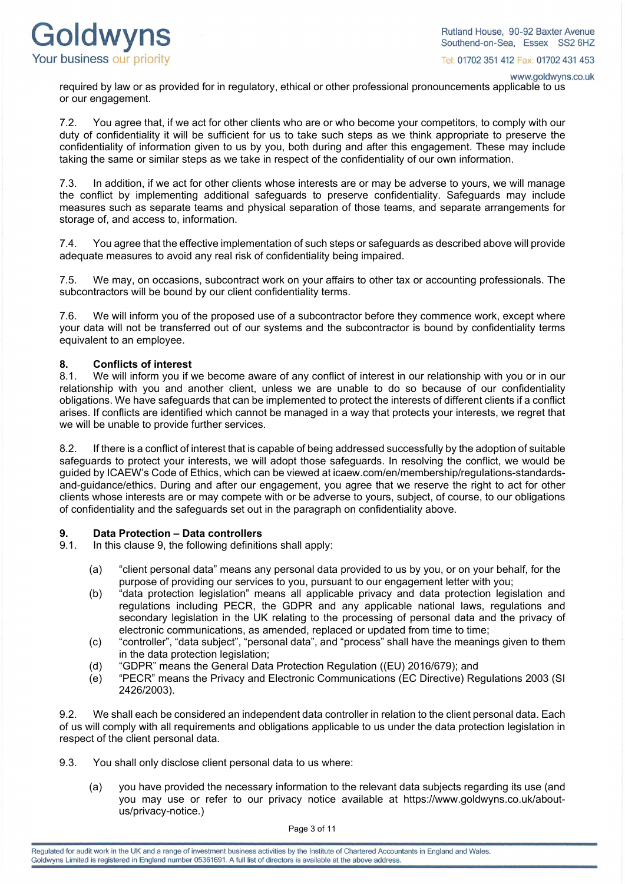required by law or as provided for in regulatory, ethical or other professional pronouncements applicable to us or our engagement.

7.2. You agree that, if we act for other clients who are or who become your competitors, to comply with our duty of confidentiality it will be sufficient for us to take such steps as we think appropriate to preserve the confidentiality of information given to us by you, both during and after this engagement. These may include taking the same or similar steps as we take in respect of the confidentiality of our own information.

7.3. In addition, if we act for other clients whose interests are or may be adverse to yours, we will manage the conflict by implementing additional safeguards to preserve confidentiality. Safeguards may include measures such as separate teams and physical separation of those teams, and separate arrangements for storage of, and access to, information.

7.4. You agree that the effective implementation of such steps or safeguards as described above will provide adequate measures to avoid any real risk of confidentiality being impaired.

7.5. We may, on occasions, subcontract work on your affairs to other tax or accounting professionals. The subcontractors will be bound by our client confidentiality terms.

7.6. We will inform you of the proposed use of a subcontractor before they commence work, except where your data will not be transferred out of our systems and the subcontractor is bound by confidentiality terms equivalent to an employee.

## 8. Conflicts of interest

8.1. We will inform you if we become aware of any conflict of interest in our relationship with you or in our relationship with you and another client, unless we are unable to do so because of our confidentiality obligations. We have safeguards that can be implemented to protect the interests of different clients if a conflict arises. If conflicts are identified which cannot be managed in a way that protects your interests, we regret that we will be unable to provide further services.

8.2. If there is a conflict of interest that is capable of being addressed successfully by the adoption of suitable safeguards to protect your interests, we will adopt those safeguards. In resolving the conflict, we would be guided by ICAEW's Code of Ethics, which can be viewed at icaew.com/en/membership/regulations-standards-and-guidance/ethics. During and after our engagement, you agree that we reserve the right to act for other clients whose interests are or may compete with or be adverse to yours, subject, of course, to our obligations of confidentiality and the safeguards set out in the paragraph on confidentiality above.

## 9. Data Protection – Data controllers

9.1. In this clause 9, the following definitions shall apply:

(a) "client personal data" means any personal data provided to us by you, or on your behalf, for the purpose of providing our services to you, pursuant to our engagement letter with you;

(b) "data protection legislation" means all applicable privacy and data protection legislation and regulations including PECR, the GDPR and any applicable national laws, regulations and secondary legislation in the UK relating to the processing of personal data and the privacy of electronic communications, as amended, replaced or updated from time to time;

(c) "controller", "data subject", "personal data", and "process" shall have the meanings given to them in the data protection legislation;

(d) "GDPR" means the General Data Protection Regulation ((EU) 2016/679); and

(e) "PECR" means the Privacy and Electronic Communications (EC Directive) Regulations 2003 (SI 2426/2003).

9.2. We shall each be considered an independent data controller in relation to the client personal data. Each of us will comply with all requirements and obligations applicable to us under the data protection legislation in respect of the client personal data.

9.3. You shall only disclose client personal data to us where:

(a) you have provided the necessary information to the relevant data subjects regarding its use (and you may use or refer to our privacy notice available at https://www.goldwyns.co.uk/about-us/privacy-notice.)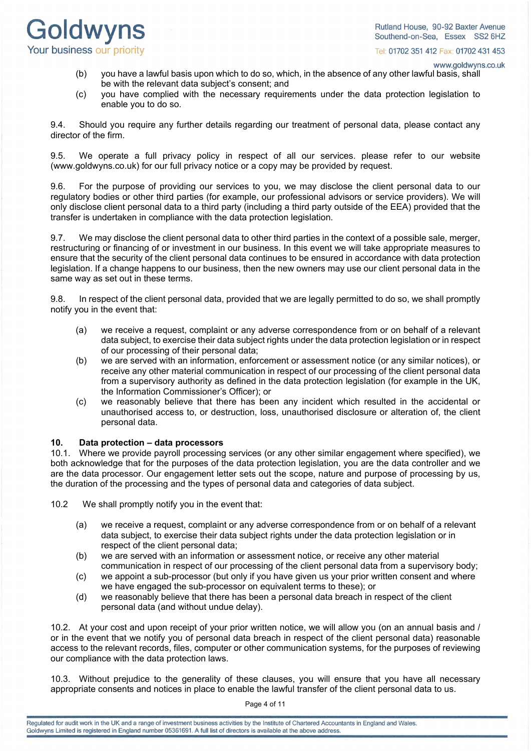(b) you have a lawful basis upon which to do so, which, in the absence of any other lawful basis, shall be with the relevant data subject's consent; and

(c) you have complied with the necessary requirements under the data protection legislation to enable you to do so.

9.4. Should you require any further details regarding our treatment of personal data, please contact any director of the firm.

9.5. We operate a full privacy policy in respect of all our services. please refer to our website (www.goldwyns.co.uk) for our full privacy notice or a copy may be provided by request.

9.6. For the purpose of providing our services to you, we may disclose the client personal data to our regulatory bodies or other third parties (for example, our professional advisors or service providers). We will only disclose client personal data to a third party (including a third party outside of the EEA) provided that the transfer is undertaken in compliance with the data protection legislation.

9.7. We may disclose the client personal data to other third parties in the context of a possible sale, merger, restructuring or financing of or investment in our business. In this event we will take appropriate measures to ensure that the security of the client personal data continues to be ensured in accordance with data protection legislation. If a change happens to our business, then the new owners may use our client personal data in the same way as set out in these terms.

9.8. In respect of the client personal data, provided that we are legally permitted to do so, we shall promptly notify you in the event that:

(a) we receive a request, complaint or any adverse correspondence from or on behalf of a relevant data subject, to exercise their data subject rights under the data protection legislation or in respect of our processing of their personal data;

(b) we are served with an information, enforcement or assessment notice (or any similar notices), or receive any other material communication in respect of our processing of the client personal data from a supervisory authority as defined in the data protection legislation (for example in the UK, the Information Commissioner's Officer); or

(c) we reasonably believe that there has been any incident which resulted in the accidental or unauthorised access to, or destruction, loss, unauthorised disclosure or alteration of, the client personal data.

**10. Data protection – data processors**

10.1. Where we provide payroll processing services (or any other similar engagement where specified), we both acknowledge that for the purposes of the data protection legislation, you are the data controller and we are the data processor. Our engagement letter sets out the scope, nature and purpose of processing by us, the duration of the processing and the types of personal data and categories of data subject.

10.2 We shall promptly notify you in the event that:

(a) we receive a request, complaint or any adverse correspondence from or on behalf of a relevant data subject, to exercise their data subject rights under the data protection legislation or in respect of the client personal data;

(b) we are served with an information or assessment notice, or receive any other material communication in respect of our processing of the client personal data from a supervisory body;

(c) we appoint a sub-processor (but only if you have given us your prior written consent and where we have engaged the sub-processor on equivalent terms to these); or

(d) we reasonably believe that there has been a personal data breach in respect of the client personal data (and without undue delay).

10.2. At your cost and upon receipt of your prior written notice, we will allow you (on an annual basis and / or in the event that we notify you of personal data breach in respect of the client personal data) reasonable access to the relevant records, files, computer or other communication systems, for the purposes of reviewing our compliance with the data protection laws.

10.3. Without prejudice to the generality of these clauses, you will ensure that you have all necessary appropriate consents and notices in place to enable the lawful transfer of the client personal data to us.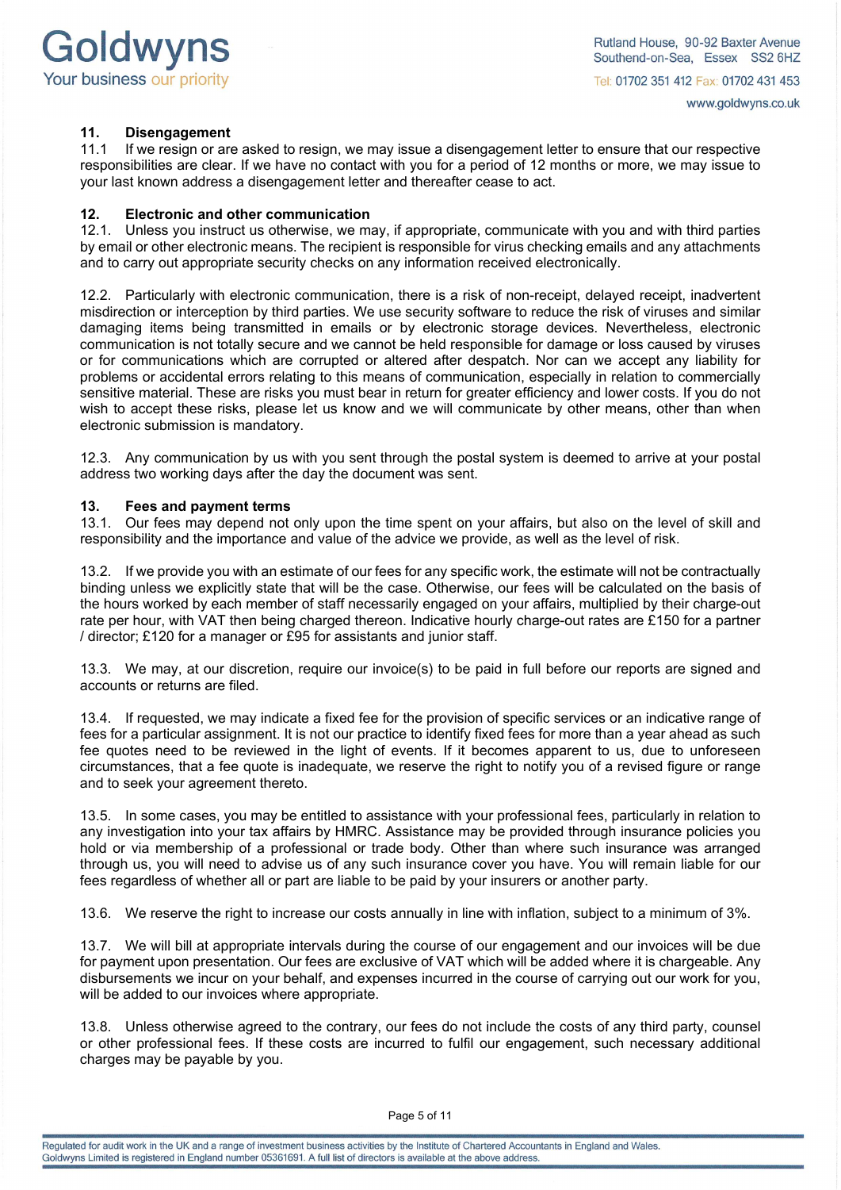## 11. Disengagement

11.1 If we resign or are asked to resign, we may issue a disengagement letter to ensure that our respective responsibilities are clear. If we have no contact with you for a period of 12 months or more, we may issue to your last known address a disengagement letter and thereafter cease to act.

## 12. Electronic and other communication

12.1. Unless you instruct us otherwise, we may, if appropriate, communicate with you and with third parties by email or other electronic means. The recipient is responsible for virus checking emails and any attachments and to carry out appropriate security checks on any information received electronically.

12.2. Particularly with electronic communication, there is a risk of non-receipt, delayed receipt, inadvertent misdirection or interception by third parties. We use security software to reduce the risk of viruses and similar damaging items being transmitted in emails or by electronic storage devices. Nevertheless, electronic communication is not totally secure and we cannot be held responsible for damage or loss caused by viruses or for communications which are corrupted or altered after despatch. Nor can we accept any liability for problems or accidental errors relating to this means of communication, especially in relation to commercially sensitive material. These are risks you must bear in return for greater efficiency and lower costs. If you do not wish to accept these risks, please let us know and we will communicate by other means, other than when electronic submission is mandatory.

12.3. Any communication by us with you sent through the postal system is deemed to arrive at your postal address two working days after the day the document was sent.

## 13. Fees and payment terms

13.1. Our fees may depend not only upon the time spent on your affairs, but also on the level of skill and responsibility and the importance and value of the advice we provide, as well as the level of risk.

13.2. If we provide you with an estimate of our fees for any specific work, the estimate will not be contractually binding unless we explicitly state that will be the case. Otherwise, our fees will be calculated on the basis of the hours worked by each member of staff necessarily engaged on your affairs, multiplied by their charge-out rate per hour, with VAT then being charged thereon. Indicative hourly charge-out rates are £150 for a partner / director; £120 for a manager or £95 for assistants and junior staff.

13.3. We may, at our discretion, require our invoice(s) to be paid in full before our reports are signed and accounts or returns are filed.

13.4. If requested, we may indicate a fixed fee for the provision of specific services or an indicative range of fees for a particular assignment. It is not our practice to identify fixed fees for more than a year ahead as such fee quotes need to be reviewed in the light of events. If it becomes apparent to us, due to unforeseen circumstances, that a fee quote is inadequate, we reserve the right to notify you of a revised figure or range and to seek your agreement thereto.

13.5. In some cases, you may be entitled to assistance with your professional fees, particularly in relation to any investigation into your tax affairs by HMRC. Assistance may be provided through insurance policies you hold or via membership of a professional or trade body. Other than where such insurance was arranged through us, you will need to advise us of any such insurance cover you have. You will remain liable for our fees regardless of whether all or part are liable to be paid by your insurers or another party.

13.6. We reserve the right to increase our costs annually in line with inflation, subject to a minimum of 3%.

13.7. We will bill at appropriate intervals during the course of our engagement and our invoices will be due for payment upon presentation. Our fees are exclusive of VAT which will be added where it is chargeable. Any disbursements we incur on your behalf, and expenses incurred in the course of carrying out our work for you, will be added to our invoices where appropriate.

13.8. Unless otherwise agreed to the contrary, our fees do not include the costs of any third party, counsel or other professional fees. If these costs are incurred to fulfil our engagement, such necessary additional charges may be payable by you.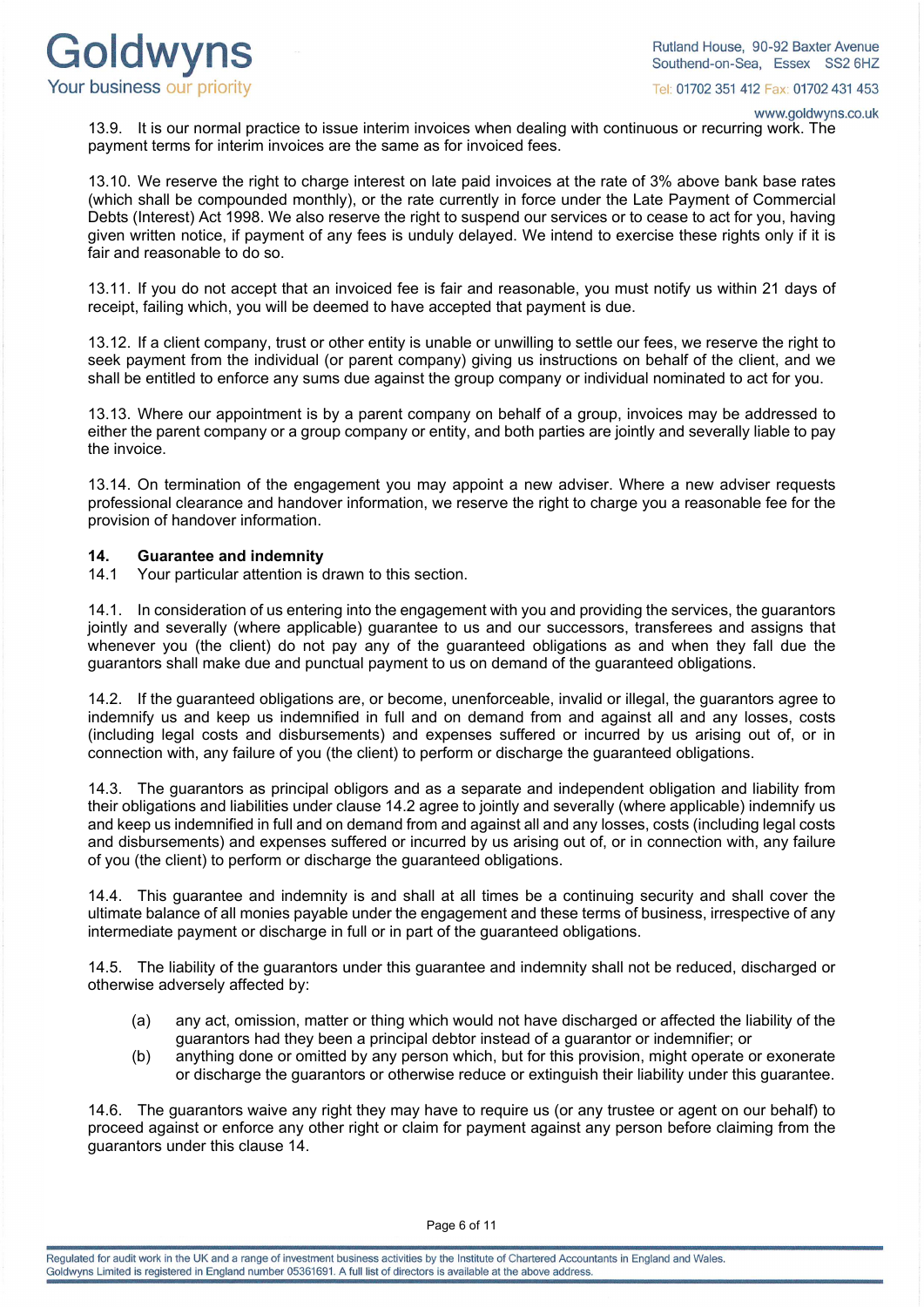13.9. It is our normal practice to issue interim invoices when dealing with continuous or recurring work. The payment terms for interim invoices are the same as for invoiced fees.

13.10. We reserve the right to charge interest on late paid invoices at the rate of 3% above bank base rates (which shall be compounded monthly), or the rate currently in force under the Late Payment of Commercial Debts (Interest) Act 1998. We also reserve the right to suspend our services or to cease to act for you, having given written notice, if payment of any fees is unduly delayed. We intend to exercise these rights only if it is fair and reasonable to do so.

13.11. If you do not accept that an invoiced fee is fair and reasonable, you must notify us within 21 days of receipt, failing which, you will be deemed to have accepted that payment is due.

13.12. If a client company, trust or other entity is unable or unwilling to settle our fees, we reserve the right to seek payment from the individual (or parent company) giving us instructions on behalf of the client, and we shall be entitled to enforce any sums due against the group company or individual nominated to act for you.

13.13. Where our appointment is by a parent company on behalf of a group, invoices may be addressed to either the parent company or a group company or entity, and both parties are jointly and severally liable to pay the invoice.

13.14. On termination of the engagement you may appoint a new adviser. Where a new adviser requests professional clearance and handover information, we reserve the right to charge you a reasonable fee for the provision of handover information.

## 14. Guarantee and indemnity

14.1 Your particular attention is drawn to this section.

14.1. In consideration of us entering into the engagement with you and providing the services, the guarantors jointly and severally (where applicable) guarantee to us and our successors, transferees and assigns that whenever you (the client) do not pay any of the guaranteed obligations as and when they fall due the guarantors shall make due and punctual payment to us on demand of the guaranteed obligations.

14.2. If the guaranteed obligations are, or become, unenforceable, invalid or illegal, the guarantors agree to indemnify us and keep us indemnified in full and on demand from and against all and any losses, costs (including legal costs and disbursements) and expenses suffered or incurred by us arising out of, or in connection with, any failure of you (the client) to perform or discharge the guaranteed obligations.

14.3. The guarantors as principal obligors and as a separate and independent obligation and liability from their obligations and liabilities under clause 14.2 agree to jointly and severally (where applicable) indemnify us and keep us indemnified in full and on demand from and against all and any losses, costs (including legal costs and disbursements) and expenses suffered or incurred by us arising out of, or in connection with, any failure of you (the client) to perform or discharge the guaranteed obligations.

14.4. This guarantee and indemnity is and shall at all times be a continuing security and shall cover the ultimate balance of all monies payable under the engagement and these terms of business, irrespective of any intermediate payment or discharge in full or in part of the guaranteed obligations.

14.5. The liability of the guarantors under this guarantee and indemnity shall not be reduced, discharged or otherwise adversely affected by:

- (a) any act, omission, matter or thing which would not have discharged or affected the liability of the guarantors had they been a principal debtor instead of a guarantor or indemnifier; or
- (b) anything done or omitted by any person which, but for this provision, might operate or exonerate or discharge the guarantors or otherwise reduce or extinguish their liability under this guarantee.

14.6. The guarantors waive any right they may have to require us (or any trustee or agent on our behalf) to proceed against or enforce any other right or claim for payment against any person before claiming from the guarantors under this clause 14.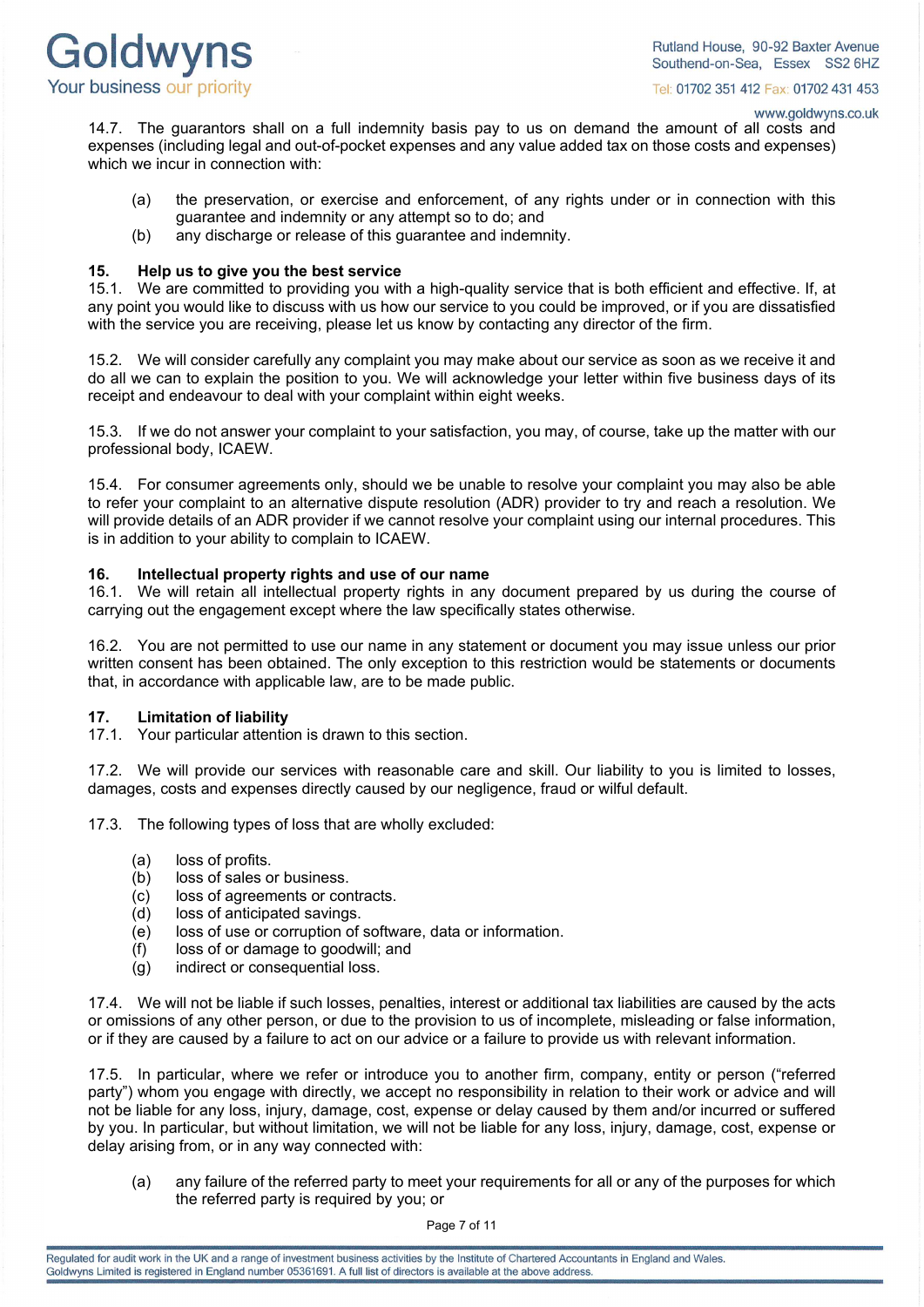14.7. The guarantors shall on a full indemnity basis pay to us on demand the amount of all costs and expenses (including legal and out-of-pocket expenses and any value added tax on those costs and expenses) which we incur in connection with:

(a) the preservation, or exercise and enforcement, of any rights under or in connection with this guarantee and indemnity or any attempt so to do; and
(b) any discharge or release of this guarantee and indemnity.

## 15. Help us to give you the best service

15.1. We are committed to providing you with a high-quality service that is both efficient and effective. If, at any point you would like to discuss with us how our service to you could be improved, or if you are dissatisfied with the service you are receiving, please let us know by contacting any director of the firm.

15.2. We will consider carefully any complaint you may make about our service as soon as we receive it and do all we can to explain the position to you. We will acknowledge your letter within five business days of its receipt and endeavour to deal with your complaint within eight weeks.

15.3. If we do not answer your complaint to your satisfaction, you may, of course, take up the matter with our professional body, ICAEW.

15.4. For consumer agreements only, should we be unable to resolve your complaint you may also be able to refer your complaint to an alternative dispute resolution (ADR) provider to try and reach a resolution. We will provide details of an ADR provider if we cannot resolve your complaint using our internal procedures. This is in addition to your ability to complain to ICAEW.

## 16. Intellectual property rights and use of our name

16.1. We will retain all intellectual property rights in any document prepared by us during the course of carrying out the engagement except where the law specifically states otherwise.

16.2. You are not permitted to use our name in any statement or document you may issue unless our prior written consent has been obtained. The only exception to this restriction would be statements or documents that, in accordance with applicable law, are to be made public.

## 17. Limitation of liability

17.1. Your particular attention is drawn to this section.

17.2. We will provide our services with reasonable care and skill. Our liability to you is limited to losses, damages, costs and expenses directly caused by our negligence, fraud or wilful default.

17.3. The following types of loss that are wholly excluded:

(a) loss of profits.
(b) loss of sales or business.
(c) loss of agreements or contracts.
(d) loss of anticipated savings.
(e) loss of use or corruption of software, data or information.
(f) loss of or damage to goodwill; and
(g) indirect or consequential loss.

17.4. We will not be liable if such losses, penalties, interest or additional tax liabilities are caused by the acts or omissions of any other person, or due to the provision to us of incomplete, misleading or false information, or if they are caused by a failure to act on our advice or a failure to provide us with relevant information.

17.5. In particular, where we refer or introduce you to another firm, company, entity or person ("referred party") whom you engage with directly, we accept no responsibility in relation to their work or advice and will not be liable for any loss, injury, damage, cost, expense or delay caused by them and/or incurred or suffered by you. In particular, but without limitation, we will not be liable for any loss, injury, damage, cost, expense or delay arising from, or in any way connected with:

(a) any failure of the referred party to meet your requirements for all or any of the purposes for which the referred party is required by you; or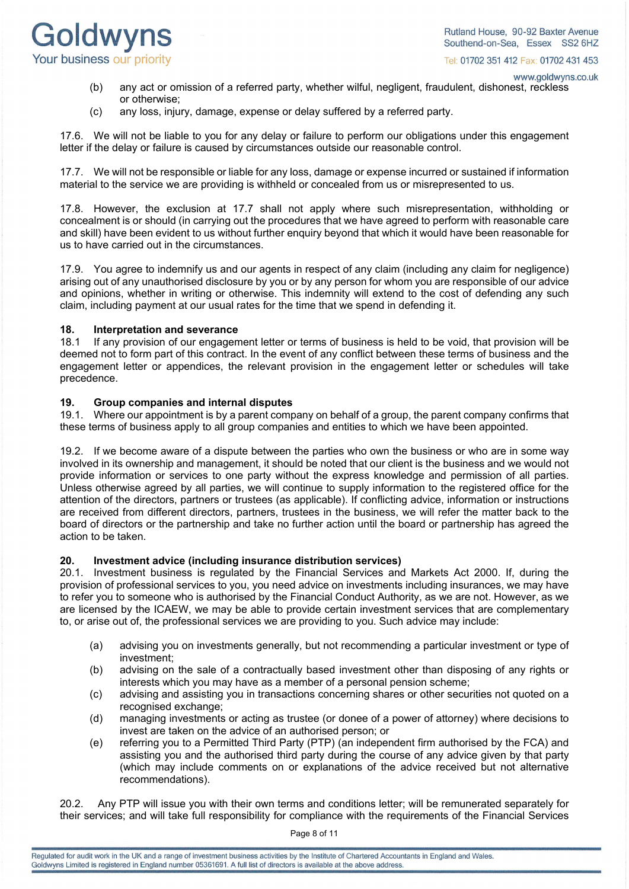(b) any act or omission of a referred party, whether wilful, negligent, fraudulent, dishonest, reckless or otherwise;

(c) any loss, injury, damage, expense or delay suffered by a referred party.

17.6. We will not be liable to you for any delay or failure to perform our obligations under this engagement letter if the delay or failure is caused by circumstances outside our reasonable control.

17.7. We will not be responsible or liable for any loss, damage or expense incurred or sustained if information material to the service we are providing is withheld or concealed from us or misrepresented to us.

17.8. However, the exclusion at 17.7 shall not apply where such misrepresentation, withholding or concealment is or should (in carrying out the procedures that we have agreed to perform with reasonable care and skill) have been evident to us without further enquiry beyond that which it would have been reasonable for us to have carried out in the circumstances.

17.9. You agree to indemnify us and our agents in respect of any claim (including any claim for negligence) arising out of any unauthorised disclosure by you or by any person for whom you are responsible of our advice and opinions, whether in writing or otherwise. This indemnity will extend to the cost of defending any such claim, including payment at our usual rates for the time that we spend in defending it.

## 18. Interpretation and severance

18.1 If any provision of our engagement letter or terms of business is held to be void, that provision will be deemed not to form part of this contract. In the event of any conflict between these terms of business and the engagement letter or appendices, the relevant provision in the engagement letter or schedules will take precedence.

## 19. Group companies and internal disputes

19.1. Where our appointment is by a parent company on behalf of a group, the parent company confirms that these terms of business apply to all group companies and entities to which we have been appointed.

19.2. If we become aware of a dispute between the parties who own the business or who are in some way involved in its ownership and management, it should be noted that our client is the business and we would not provide information or services to one party without the express knowledge and permission of all parties. Unless otherwise agreed by all parties, we will continue to supply information to the registered office for the attention of the directors, partners or trustees (as applicable). If conflicting advice, information or instructions are received from different directors, partners, trustees in the business, we will refer the matter back to the board of directors or the partnership and take no further action until the board or partnership has agreed the action to be taken.

## 20. Investment advice (including insurance distribution services)

20.1. Investment business is regulated by the Financial Services and Markets Act 2000. If, during the provision of professional services to you, you need advice on investments including insurances, we may have to refer you to someone who is authorised by the Financial Conduct Authority, as we are not. However, as we are licensed by the ICAEW, we may be able to provide certain investment services that are complementary to, or arise out of, the professional services we are providing to you. Such advice may include:

(a) advising you on investments generally, but not recommending a particular investment or type of investment;

(b) advising on the sale of a contractually based investment other than disposing of any rights or interests which you may have as a member of a personal pension scheme;

(c) advising and assisting you in transactions concerning shares or other securities not quoted on a recognised exchange;

(d) managing investments or acting as trustee (or donee of a power of attorney) where decisions to invest are taken on the advice of an authorised person; or

(e) referring you to a Permitted Third Party (PTP) (an independent firm authorised by the FCA) and assisting you and the authorised third party during the course of any advice given by that party (which may include comments on or explanations of the advice received but not alternative recommendations).

20.2. Any PTP will issue you with their own terms and conditions letter; will be remunerated separately for their services; and will take full responsibility for compliance with the requirements of the Financial Services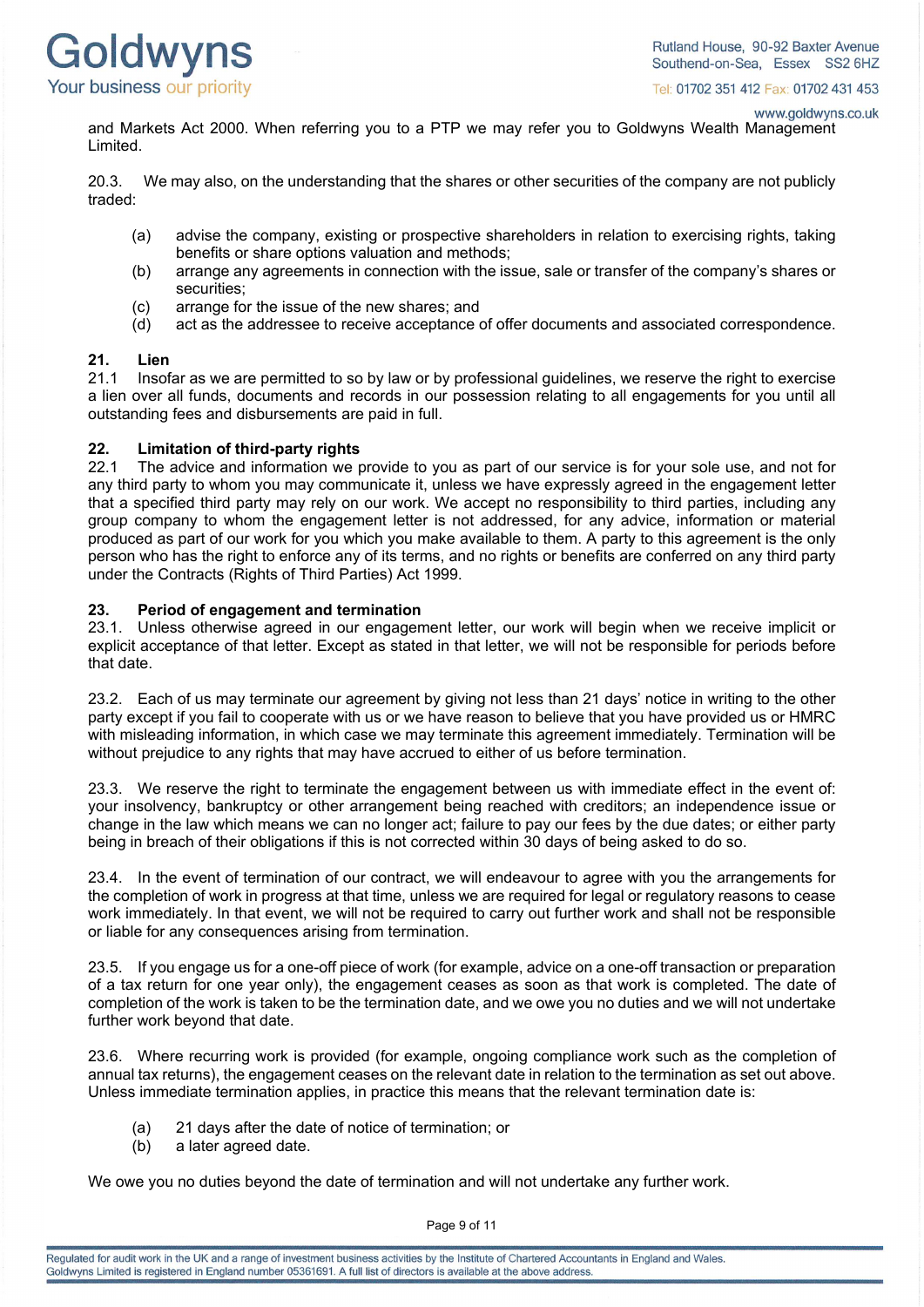and Markets Act 2000. When referring you to a PTP we may refer you to Goldwyns Wealth Management Limited.

20.3. We may also, on the understanding that the shares or other securities of the company are not publicly traded:

(a) advise the company, existing or prospective shareholders in relation to exercising rights, taking benefits or share options valuation and methods;
(b) arrange any agreements in connection with the issue, sale or transfer of the company's shares or securities;
(c) arrange for the issue of the new shares; and
(d) act as the addressee to receive acceptance of offer documents and associated correspondence.

**21. Lien**

21.1 Insofar as we are permitted to so by law or by professional guidelines, we reserve the right to exercise a lien over all funds, documents and records in our possession relating to all engagements for you until all outstanding fees and disbursements are paid in full.

**22. Limitation of third-party rights**

22.1 The advice and information we provide to you as part of our service is for your sole use, and not for any third party to whom you may communicate it, unless we have expressly agreed in the engagement letter that a specified third party may rely on our work. We accept no responsibility to third parties, including any group company to whom the engagement letter is not addressed, for any advice, information or material produced as part of our work for you which you make available to them. A party to this agreement is the only person who has the right to enforce any of its terms, and no rights or benefits are conferred on any third party under the Contracts (Rights of Third Parties) Act 1999.

**23. Period of engagement and termination**

23.1. Unless otherwise agreed in our engagement letter, our work will begin when we receive implicit or explicit acceptance of that letter. Except as stated in that letter, we will not be responsible for periods before that date.

23.2. Each of us may terminate our agreement by giving not less than 21 days' notice in writing to the other party except if you fail to cooperate with us or we have reason to believe that you have provided us or HMRC with misleading information, in which case we may terminate this agreement immediately. Termination will be without prejudice to any rights that may have accrued to either of us before termination.

23.3. We reserve the right to terminate the engagement between us with immediate effect in the event of: your insolvency, bankruptcy or other arrangement being reached with creditors; an independence issue or change in the law which means we can no longer act; failure to pay our fees by the due dates; or either party being in breach of their obligations if this is not corrected within 30 days of being asked to do so.

23.4. In the event of termination of our contract, we will endeavour to agree with you the arrangements for the completion of work in progress at that time, unless we are required for legal or regulatory reasons to cease work immediately. In that event, we will not be required to carry out further work and shall not be responsible or liable for any consequences arising from termination.

23.5. If you engage us for a one-off piece of work (for example, advice on a one-off transaction or preparation of a tax return for one year only), the engagement ceases as soon as that work is completed. The date of completion of the work is taken to be the termination date, and we owe you no duties and we will not undertake further work beyond that date.

23.6. Where recurring work is provided (for example, ongoing compliance work such as the completion of annual tax returns), the engagement ceases on the relevant date in relation to the termination as set out above. Unless immediate termination applies, in practice this means that the relevant termination date is:

(a) 21 days after the date of notice of termination; or
(b) a later agreed date.

We owe you no duties beyond the date of termination and will not undertake any further work.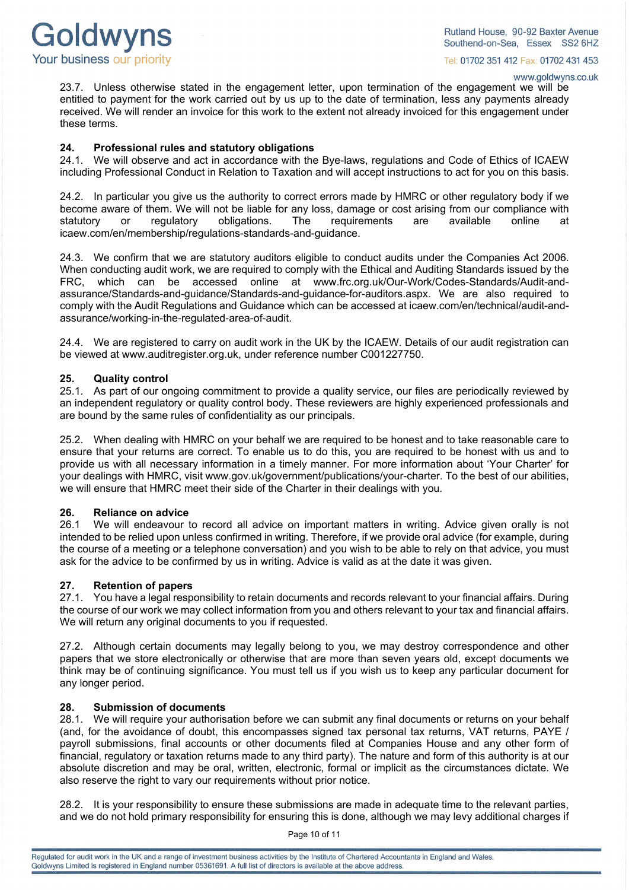23.7. Unless otherwise stated in the engagement letter, upon termination of the engagement we will be entitled to payment for the work carried out by us up to the date of termination, less any payments already received. We will render an invoice for this work to the extent not already invoiced for this engagement under these terms.

## 24. Professional rules and statutory obligations

24.1. We will observe and act in accordance with the Bye-laws, regulations and Code of Ethics of ICAEW including Professional Conduct in Relation to Taxation and will accept instructions to act for you on this basis.

24.2. In particular you give us the authority to correct errors made by HMRC or other regulatory body if we become aware of them. We will not be liable for any loss, damage or cost arising from our compliance with statutory or regulatory obligations. The requirements are available online at icaew.com/en/membership/regulations-standards-and-guidance.

24.3. We confirm that we are statutory auditors eligible to conduct audits under the Companies Act 2006. When conducting audit work, we are required to comply with the Ethical and Auditing Standards issued by the FRC, which can be accessed online at www.frc.org.uk/Our-Work/Codes-Standards/Audit-and-assurance/Standards-and-guidance/Standards-and-guidance-for-auditors.aspx. We are also required to comply with the Audit Regulations and Guidance which can be accessed at icaew.com/en/technical/audit-and-assurance/working-in-the-regulated-area-of-audit.

24.4. We are registered to carry on audit work in the UK by the ICAEW. Details of our audit registration can be viewed at www.auditregister.org.uk, under reference number C001227750.

## 25. Quality control

25.1. As part of our ongoing commitment to provide a quality service, our files are periodically reviewed by an independent regulatory or quality control body. These reviewers are highly experienced professionals and are bound by the same rules of confidentiality as our principals.

25.2. When dealing with HMRC on your behalf we are required to be honest and to take reasonable care to ensure that your returns are correct. To enable us to do this, you are required to be honest with us and to provide us with all necessary information in a timely manner. For more information about 'Your Charter' for your dealings with HMRC, visit www.gov.uk/government/publications/your-charter. To the best of our abilities, we will ensure that HMRC meet their side of the Charter in their dealings with you.

## 26. Reliance on advice

26.1 We will endeavour to record all advice on important matters in writing. Advice given orally is not intended to be relied upon unless confirmed in writing. Therefore, if we provide oral advice (for example, during the course of a meeting or a telephone conversation) and you wish to be able to rely on that advice, you must ask for the advice to be confirmed by us in writing. Advice is valid as at the date it was given.

## 27. Retention of papers

27.1. You have a legal responsibility to retain documents and records relevant to your financial affairs. During the course of our work we may collect information from you and others relevant to your tax and financial affairs. We will return any original documents to you if requested.

27.2. Although certain documents may legally belong to you, we may destroy correspondence and other papers that we store electronically or otherwise that are more than seven years old, except documents we think may be of continuing significance. You must tell us if you wish us to keep any particular document for any longer period.

## 28. Submission of documents

28.1. We will require your authorisation before we can submit any final documents or returns on your behalf (and, for the avoidance of doubt, this encompasses signed tax personal tax returns, VAT returns, PAYE / payroll submissions, final accounts or other documents filed at Companies House and any other form of financial, regulatory or taxation returns made to any third party). The nature and form of this authority is at our absolute discretion and may be oral, written, electronic, formal or implicit as the circumstances dictate. We also reserve the right to vary our requirements without prior notice.

28.2. It is your responsibility to ensure these submissions are made in adequate time to the relevant parties, and we do not hold primary responsibility for ensuring this is done, although we may levy additional charges if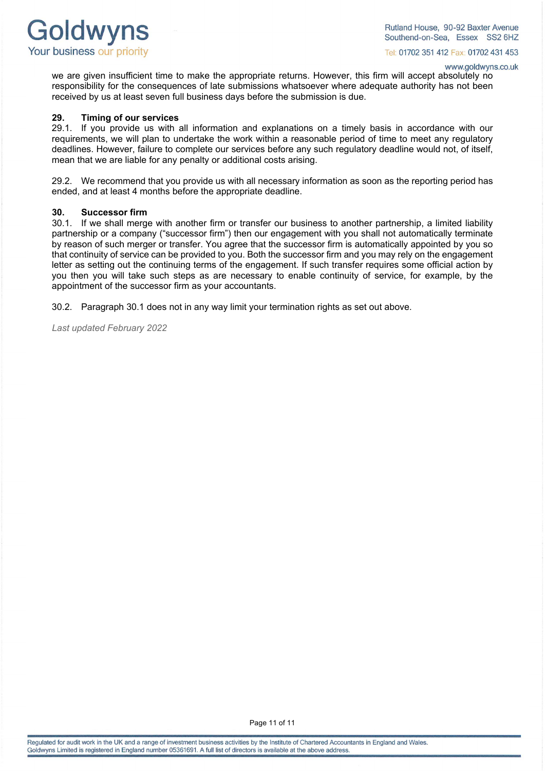we are given insufficient time to make the appropriate returns. However, this firm will accept absolutely no responsibility for the consequences of late submissions whatsoever where adequate authority has not been received by us at least seven full business days before the submission is due.

**29. Timing of our services**

29.1. If you provide us with all information and explanations on a timely basis in accordance with our requirements, we will plan to undertake the work within a reasonable period of time to meet any regulatory deadlines. However, failure to complete our services before any such regulatory deadline would not, of itself, mean that we are liable for any penalty or additional costs arising.

29.2. We recommend that you provide us with all necessary information as soon as the reporting period has ended, and at least 4 months before the appropriate deadline.

**30. Successor firm**

30.1. If we shall merge with another firm or transfer our business to another partnership, a limited liability partnership or a company ("successor firm") then our engagement with you shall not automatically terminate by reason of such merger or transfer. You agree that the successor firm is automatically appointed by you so that continuity of service can be provided to you. Both the successor firm and you may rely on the engagement letter as setting out the continuing terms of the engagement. If such transfer requires some official action by you then you will take such steps as are necessary to enable continuity of service, for example, by the appointment of the successor firm as your accountants.

30.2. Paragraph 30.1 does not in any way limit your termination rights as set out above.

*Last updated February 2022*